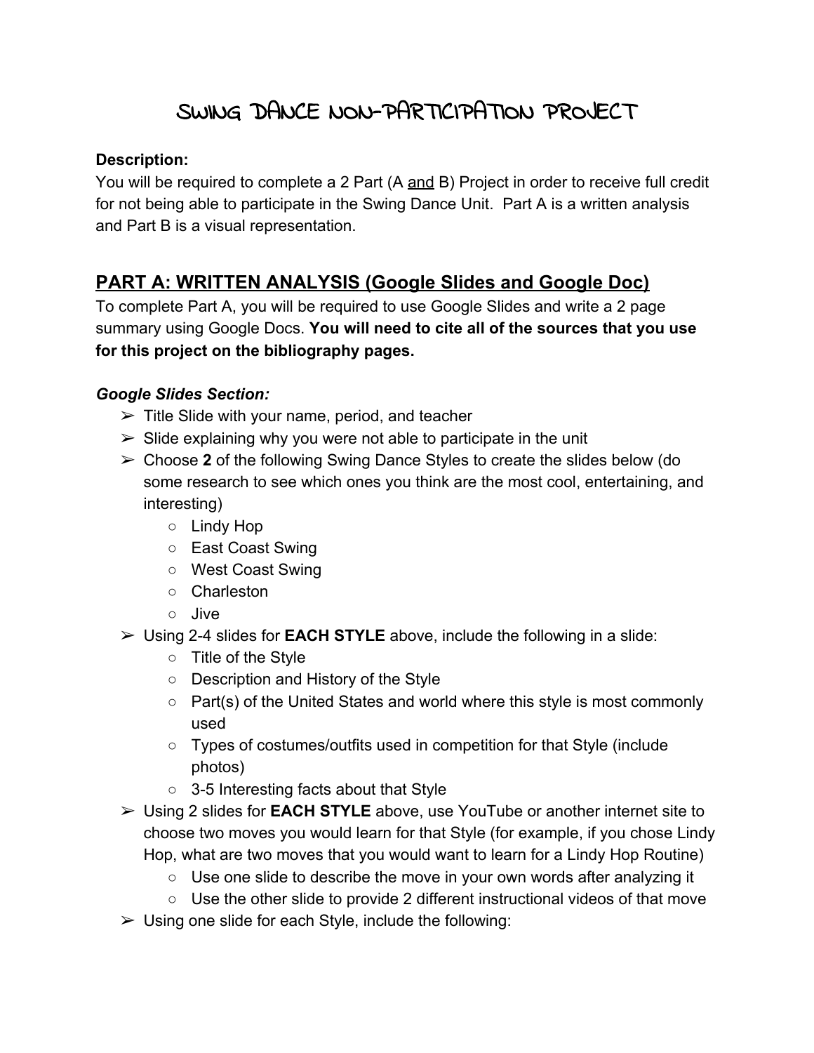# SWING DANCE NON-PARTICIPATION PROJECT

**Description:**
You will be required to complete a 2 Part (A <u>and</u> B) Project in order to receive full credit for not being able to participate in the Swing Dance Unit. Part A is a written analysis and Part B is a visual representation.

## PART A: WRITTEN ANALYSIS (Google Slides and Google Doc)

To complete Part A, you will be required to use Google Slides and write a 2 page summary using Google Docs. **You will need to cite all of the sources that you use for this project on the bibliography pages.**

***Google Slides Section:***

- ➢ Title Slide with your name, period, and teacher
- ➢ Slide explaining why you were not able to participate in the unit
- ➢ Choose **2** of the following Swing Dance Styles to create the slides below (do some research to see which ones you think are the most cool, entertaining, and interesting)
  - Lindy Hop
  - East Coast Swing
  - West Coast Swing
  - Charleston
  - Jive
- ➢ Using 2-4 slides for **EACH STYLE** above, include the following in a slide:
  - Title of the Style
  - Description and History of the Style
  - Part(s) of the United States and world where this style is most commonly used
  - Types of costumes/outfits used in competition for that Style (include photos)
  - 3-5 Interesting facts about that Style
- ➢ Using 2 slides for **EACH STYLE** above, use YouTube or another internet site to choose two moves you would learn for that Style (for example, if you chose Lindy Hop, what are two moves that you would want to learn for a Lindy Hop Routine)
  - Use one slide to describe the move in your own words after analyzing it
  - Use the other slide to provide 2 different instructional videos of that move
- ➢ Using one slide for each Style, include the following: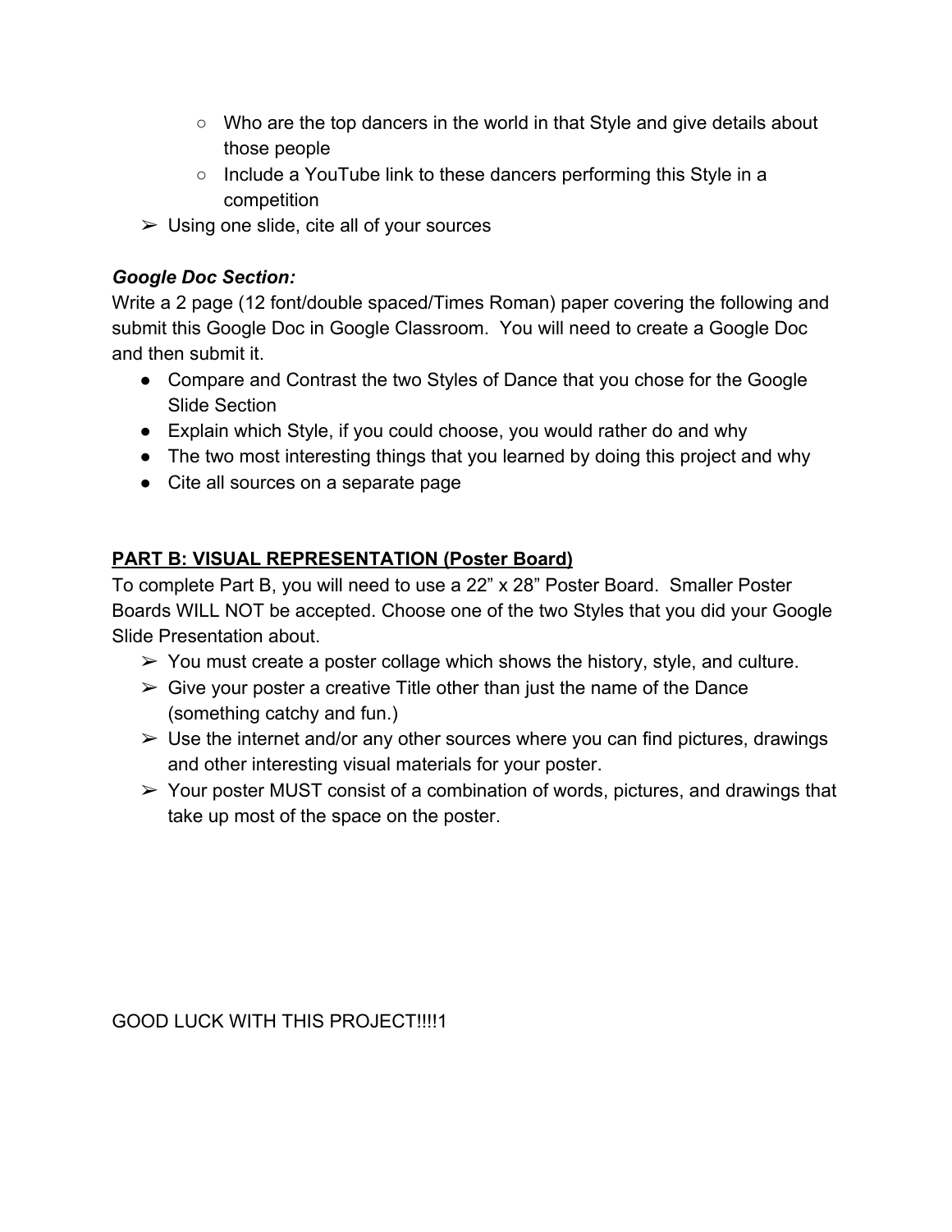- Who are the top dancers in the world in that Style and give details about those people
    - Include a YouTube link to these dancers performing this Style in a competition
- ➢ Using one slide, cite all of your sources

***Google Doc Section:***
Write a 2 page (12 font/double spaced/Times Roman) paper covering the following and submit this Google Doc in Google Classroom. You will need to create a Google Doc and then submit it.

- Compare and Contrast the two Styles of Dance that you chose for the Google Slide Section
- Explain which Style, if you could choose, you would rather do and why
- The two most interesting things that you learned by doing this project and why
- Cite all sources on a separate page

**<u>PART B: VISUAL REPRESENTATION (Poster Board)</u>**
To complete Part B, you will need to use a 22" x 28" Poster Board. Smaller Poster Boards WILL NOT be accepted. Choose one of the two Styles that you did your Google Slide Presentation about.

- ➢ You must create a poster collage which shows the history, style, and culture.
- ➢ Give your poster a creative Title other than just the name of the Dance (something catchy and fun.)
- ➢ Use the internet and/or any other sources where you can find pictures, drawings and other interesting visual materials for your poster.
- ➢ Your poster MUST consist of a combination of words, pictures, and drawings that take up most of the space on the poster.

GOOD LUCK WITH THIS PROJECT!!!!1